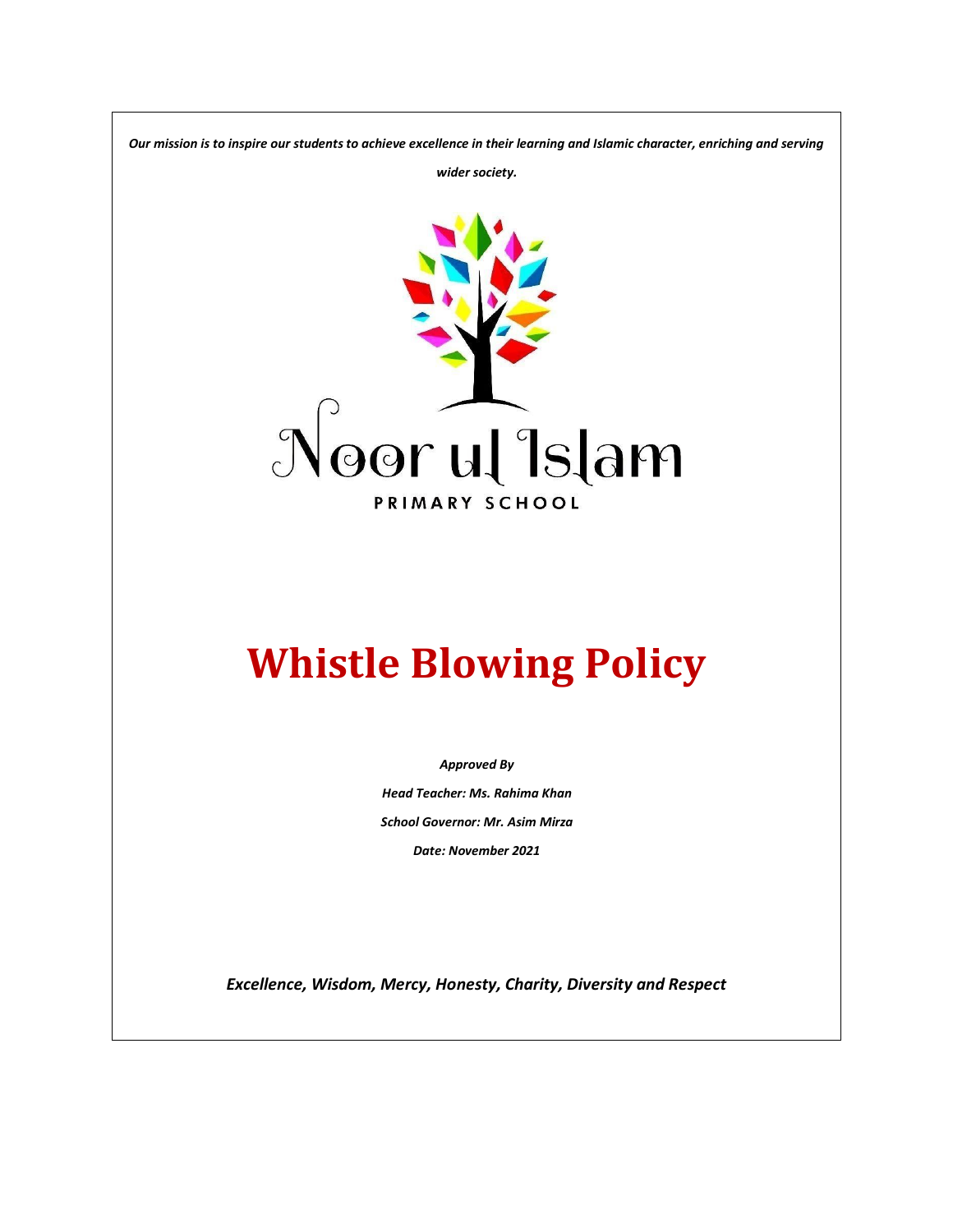***Our mission is to inspire our students to achieve excellence in their learning and Islamic character, enriching and serving wider society.***

Noor ul Islam

PRIMARY SCHOOL

# Whistle Blowing Policy

***Approved By***

***Head Teacher: Ms. Rahima Khan***

***School Governor: Mr. Asim Mirza***

***Date: November 2021***

***Excellence, Wisdom, Mercy, Honesty, Charity, Diversity and Respect***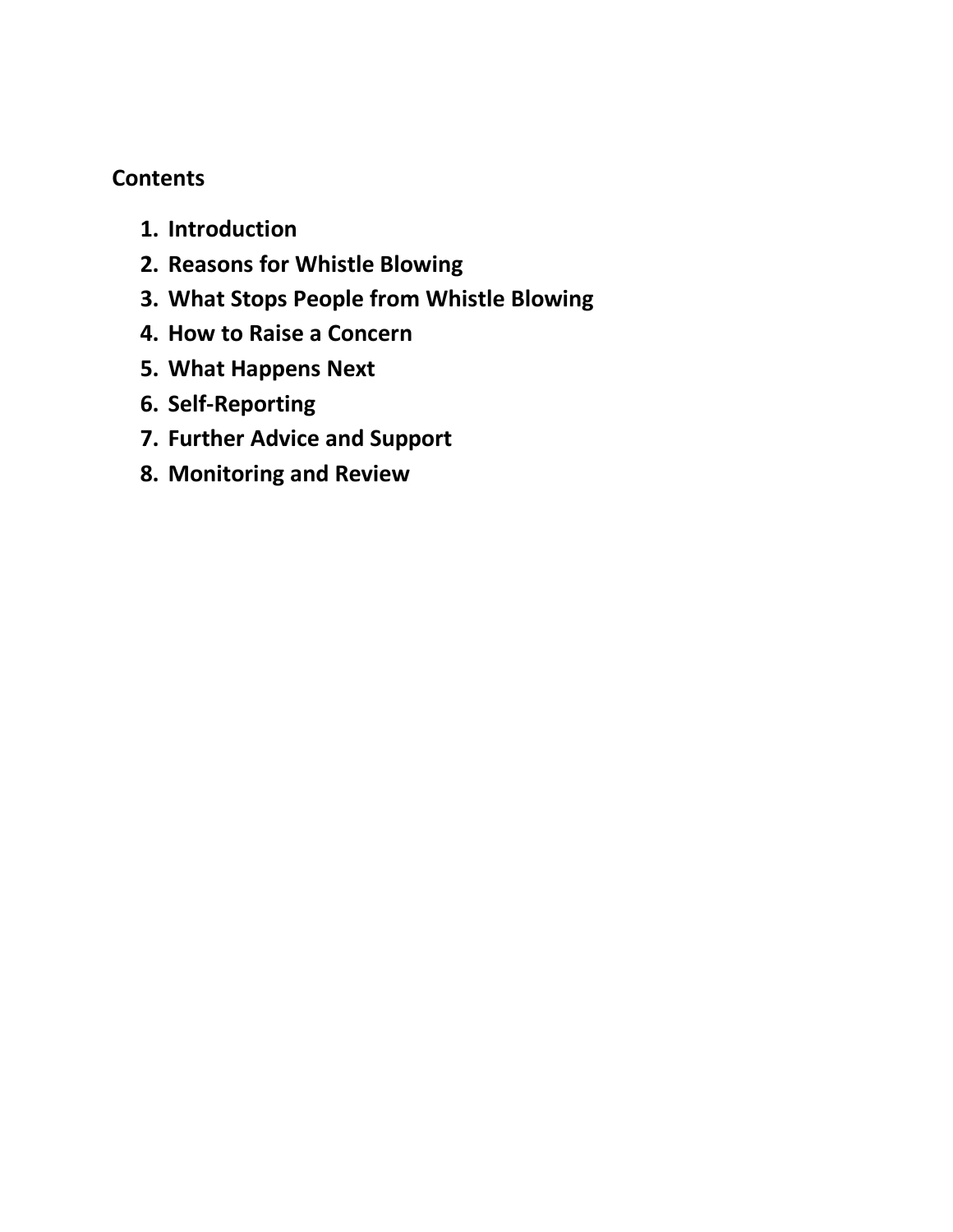**Contents**

1. **Introduction**
2. **Reasons for Whistle Blowing**
3. **What Stops People from Whistle Blowing**
4. **How to Raise a Concern**
5. **What Happens Next**
6. **Self-Reporting**
7. **Further Advice and Support**
8. **Monitoring and Review**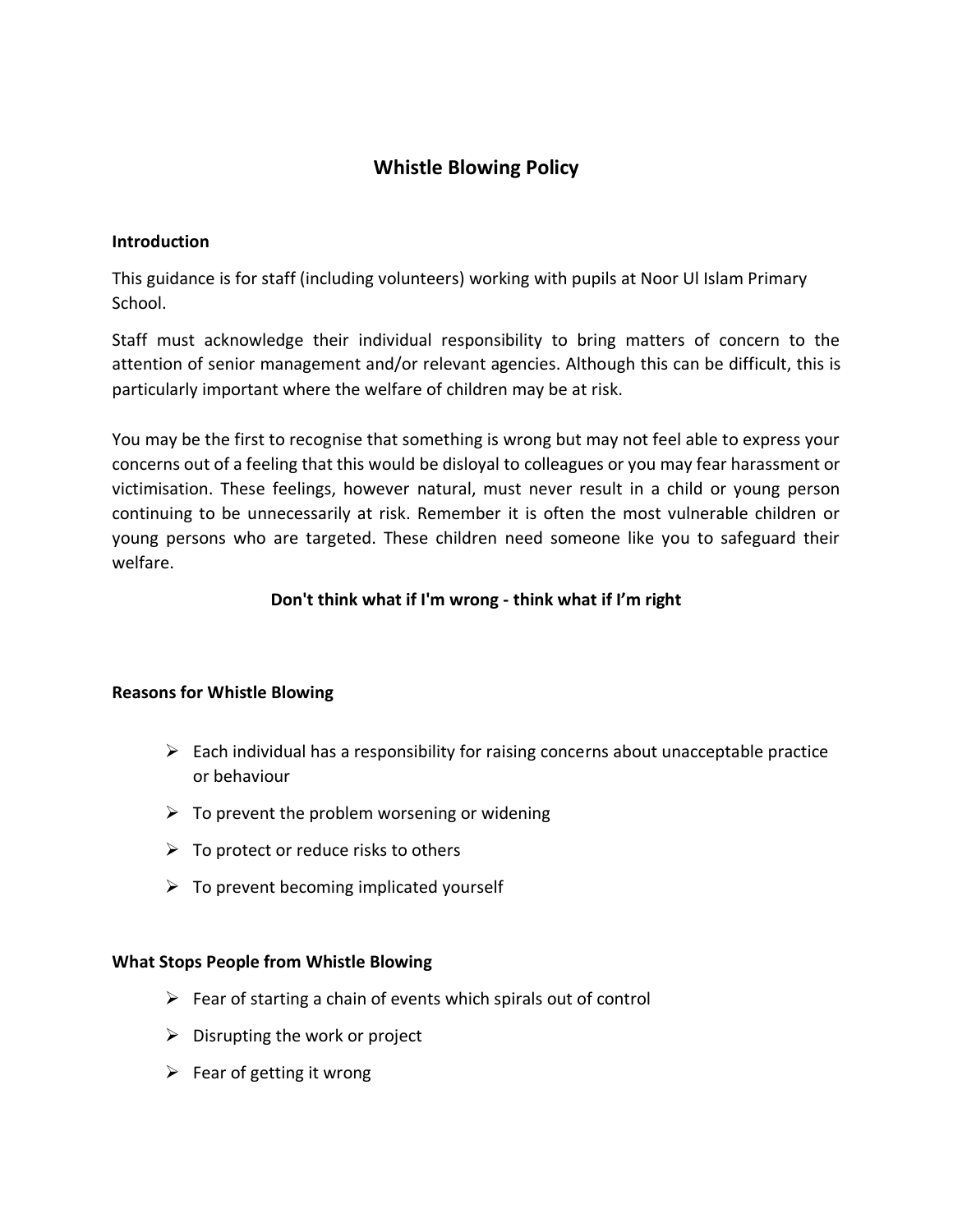# Whistle Blowing Policy

## Introduction

This guidance is for staff (including volunteers) working with pupils at Noor Ul Islam Primary School.

Staff must acknowledge their individual responsibility to bring matters of concern to the attention of senior management and/or relevant agencies. Although this can be difficult, this is particularly important where the welfare of children may be at risk.

You may be the first to recognise that something is wrong but may not feel able to express your concerns out of a feeling that this would be disloyal to colleagues or you may fear harassment or victimisation. These feelings, however natural, must never result in a child or young person continuing to be unnecessarily at risk. Remember it is often the most vulnerable children or young persons who are targeted. These children need someone like you to safeguard their welfare.

**Don't think what if I'm wrong - think what if I'm right**

## Reasons for Whistle Blowing

- Each individual has a responsibility for raising concerns about unacceptable practice or behaviour
- To prevent the problem worsening or widening
- To protect or reduce risks to others
- To prevent becoming implicated yourself

## What Stops People from Whistle Blowing

- Fear of starting a chain of events which spirals out of control
- Disrupting the work or project
- Fear of getting it wrong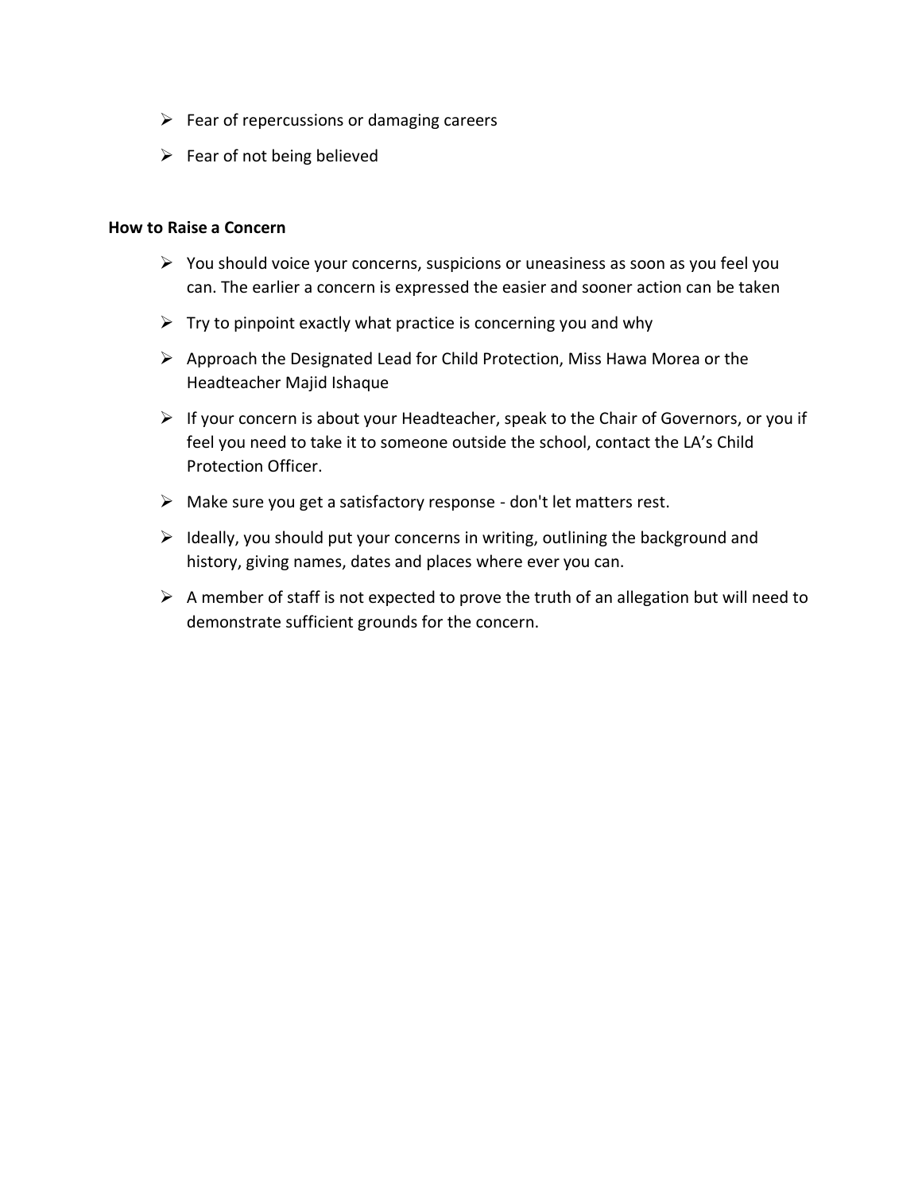- Fear of repercussions or damaging careers
- Fear of not being believed

**How to Raise a Concern**

- You should voice your concerns, suspicions or uneasiness as soon as you feel you can. The earlier a concern is expressed the easier and sooner action can be taken
- Try to pinpoint exactly what practice is concerning you and why
- Approach the Designated Lead for Child Protection, Miss Hawa Morea or the Headteacher Majid Ishaque
- If your concern is about your Headteacher, speak to the Chair of Governors, or you if feel you need to take it to someone outside the school, contact the LA's Child Protection Officer.
- Make sure you get a satisfactory response - don't let matters rest.
- Ideally, you should put your concerns in writing, outlining the background and history, giving names, dates and places where ever you can.
- A member of staff is not expected to prove the truth of an allegation but will need to demonstrate sufficient grounds for the concern.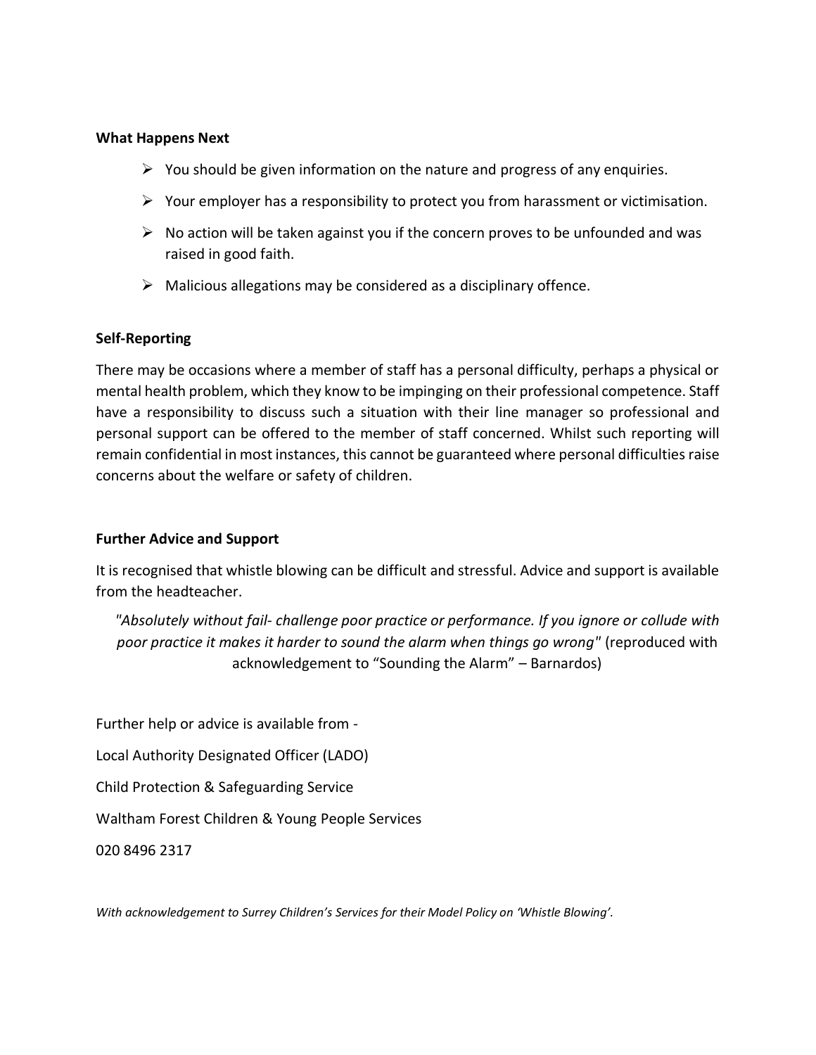**What Happens Next**

- You should be given information on the nature and progress of any enquiries.
- Your employer has a responsibility to protect you from harassment or victimisation.
- No action will be taken against you if the concern proves to be unfounded and was raised in good faith.
- Malicious allegations may be considered as a disciplinary offence.

**Self-Reporting**

There may be occasions where a member of staff has a personal difficulty, perhaps a physical or mental health problem, which they know to be impinging on their professional competence. Staff have a responsibility to discuss such a situation with their line manager so professional and personal support can be offered to the member of staff concerned. Whilst such reporting will remain confidential in most instances, this cannot be guaranteed where personal difficulties raise concerns about the welfare or safety of children.

**Further Advice and Support**

It is recognised that whistle blowing can be difficult and stressful. Advice and support is available from the headteacher.

*"Absolutely without fail- challenge poor practice or performance. If you ignore or collude with poor practice it makes it harder to sound the alarm when things go wrong"* (reproduced with acknowledgement to "Sounding the Alarm" – Barnardos)

Further help or advice is available from -

Local Authority Designated Officer (LADO)

Child Protection & Safeguarding Service

Waltham Forest Children & Young People Services

020 8496 2317

*With acknowledgement to Surrey Children's Services for their Model Policy on 'Whistle Blowing'.*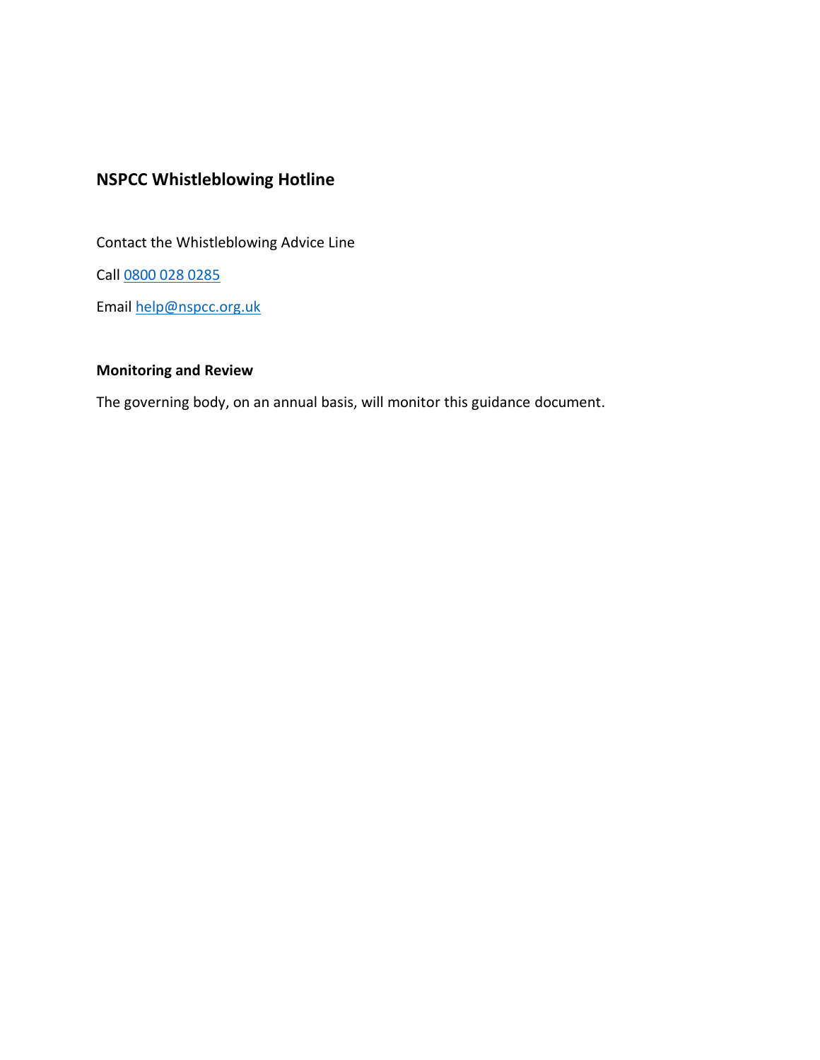## NSPCC Whistleblowing Hotline

Contact the Whistleblowing Advice Line

Call 0800 028 0285

Email help@nspcc.org.uk

### Monitoring and Review

The governing body, on an annual basis, will monitor this guidance document.